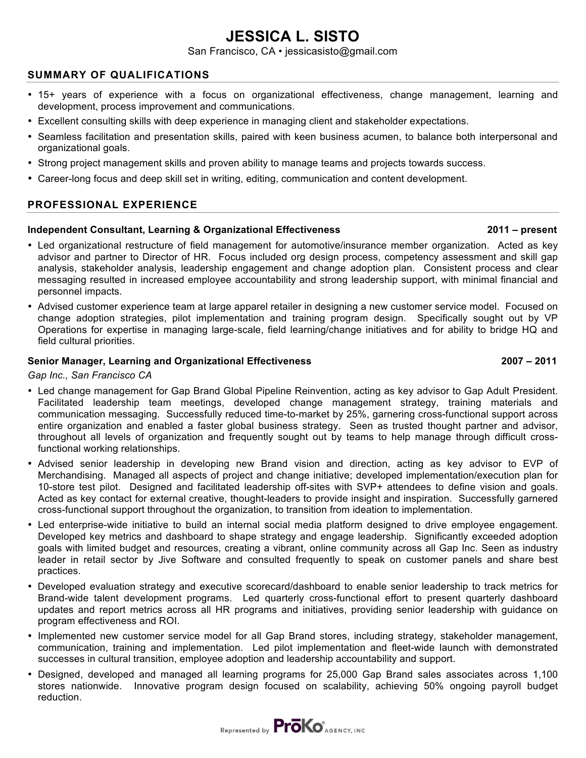# JESSICA L. SISTO

San Francisco, CA • jessicasisto@gmail.com

## SUMMARY OF QUALIFICATIONS

- 15+ years of experience with a focus on organizational effectiveness, change management, learning and development, process improvement and communications.
- Excellent consulting skills with deep experience in managing client and stakeholder expectations.
- Seamless facilitation and presentation skills, paired with keen business acumen, to balance both interpersonal and organizational goals.
- Strong project management skills and proven ability to manage teams and projects towards success.
- Career-long focus and deep skill set in writing, editing, communication and content development.

## PROFESSIONAL EXPERIENCE

**Independent Consultant, Learning & Organizational Effectiveness** **2011 – present**

- Led organizational restructure of field management for automotive/insurance member organization. Acted as key advisor and partner to Director of HR. Focus included org design process, competency assessment and skill gap analysis, stakeholder analysis, leadership engagement and change adoption plan. Consistent process and clear messaging resulted in increased employee accountability and strong leadership support, with minimal financial and personnel impacts.
- Advised customer experience team at large apparel retailer in designing a new customer service model. Focused on change adoption strategies, pilot implementation and training program design. Specifically sought out by VP Operations for expertise in managing large-scale, field learning/change initiatives and for ability to bridge HQ and field cultural priorities.

**Senior Manager, Learning and Organizational Effectiveness** **2007 – 2011**

*Gap Inc., San Francisco CA*

- Led change management for Gap Brand Global Pipeline Reinvention, acting as key advisor to Gap Adult President. Facilitated leadership team meetings, developed change management strategy, training materials and communication messaging. Successfully reduced time-to-market by 25%, garnering cross-functional support across entire organization and enabled a faster global business strategy. Seen as trusted thought partner and advisor, throughout all levels of organization and frequently sought out by teams to help manage through difficult cross-functional working relationships.
- Advised senior leadership in developing new Brand vision and direction, acting as key advisor to EVP of Merchandising. Managed all aspects of project and change initiative; developed implementation/execution plan for 10-store test pilot. Designed and facilitated leadership off-sites with SVP+ attendees to define vision and goals. Acted as key contact for external creative, thought-leaders to provide insight and inspiration. Successfully garnered cross-functional support throughout the organization, to transition from ideation to implementation.
- Led enterprise-wide initiative to build an internal social media platform designed to drive employee engagement. Developed key metrics and dashboard to shape strategy and engage leadership. Significantly exceeded adoption goals with limited budget and resources, creating a vibrant, online community across all Gap Inc. Seen as industry leader in retail sector by Jive Software and consulted frequently to speak on customer panels and share best practices.
- Developed evaluation strategy and executive scorecard/dashboard to enable senior leadership to track metrics for Brand-wide talent development programs. Led quarterly cross-functional effort to present quarterly dashboard updates and report metrics across all HR programs and initiatives, providing senior leadership with guidance on program effectiveness and ROI.
- Implemented new customer service model for all Gap Brand stores, including strategy, stakeholder management, communication, training and implementation. Led pilot implementation and fleet-wide launch with demonstrated successes in cultural transition, employee adoption and leadership accountability and support.
- Designed, developed and managed all learning programs for 25,000 Gap Brand sales associates across 1,100 stores nationwide. Innovative program design focused on scalability, achieving 50% ongoing payroll budget reduction.

Represented by ProKo Agency, Inc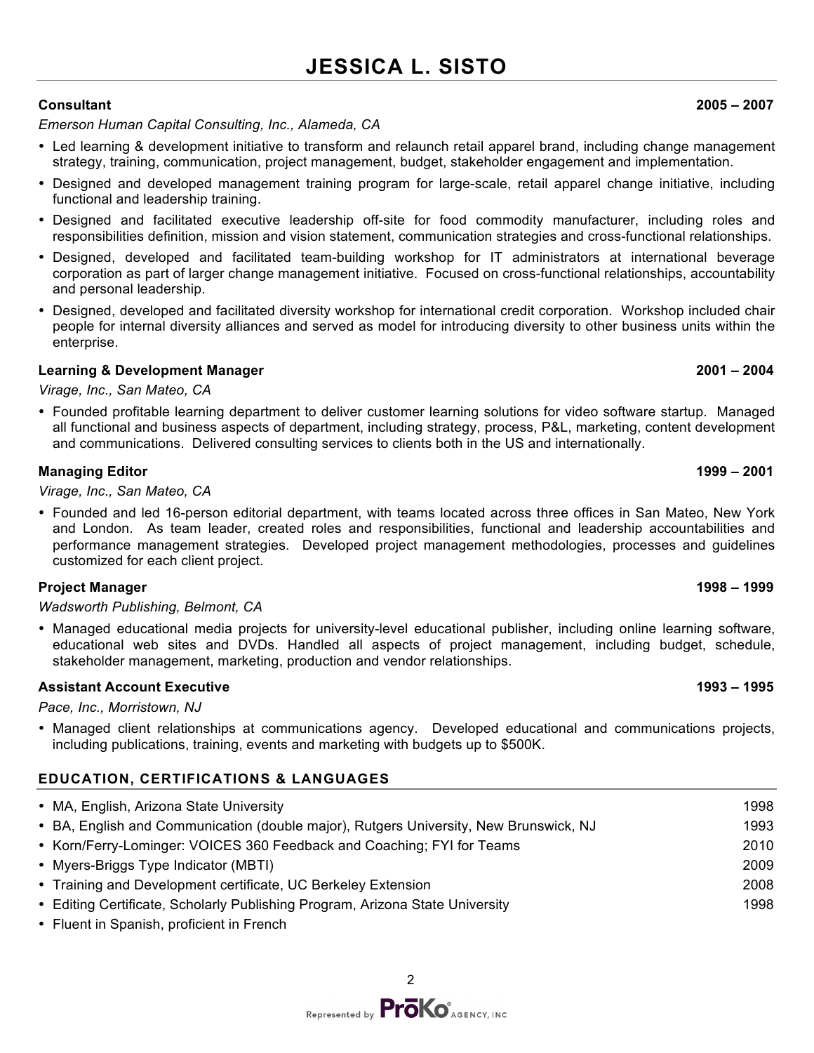# JESSICA L. SISTO

**Consultant** **2005 – 2007**

*Emerson Human Capital Consulting, Inc., Alameda, CA*

- Led learning & development initiative to transform and relaunch retail apparel brand, including change management strategy, training, communication, project management, budget, stakeholder engagement and implementation.
- Designed and developed management training program for large-scale, retail apparel change initiative, including functional and leadership training.
- Designed and facilitated executive leadership off-site for food commodity manufacturer, including roles and responsibilities definition, mission and vision statement, communication strategies and cross-functional relationships.
- Designed, developed and facilitated team-building workshop for IT administrators at international beverage corporation as part of larger change management initiative. Focused on cross-functional relationships, accountability and personal leadership.
- Designed, developed and facilitated diversity workshop for international credit corporation. Workshop included chair people for internal diversity alliances and served as model for introducing diversity to other business units within the enterprise.

**Learning & Development Manager** **2001 – 2004**

*Virage, Inc., San Mateo, CA*

- Founded profitable learning department to deliver customer learning solutions for video software startup. Managed all functional and business aspects of department, including strategy, process, P&L, marketing, content development and communications. Delivered consulting services to clients both in the US and internationally.

**Managing Editor** **1999 – 2001**

*Virage, Inc., San Mateo, CA*

- Founded and led 16-person editorial department, with teams located across three offices in San Mateo, New York and London. As team leader, created roles and responsibilities, functional and leadership accountabilities and performance management strategies. Developed project management methodologies, processes and guidelines customized for each client project.

**Project Manager** **1998 – 1999**

*Wadsworth Publishing, Belmont, CA*

- Managed educational media projects for university-level educational publisher, including online learning software, educational web sites and DVDs. Handled all aspects of project management, including budget, schedule, stakeholder management, marketing, production and vendor relationships.

**Assistant Account Executive** **1993 – 1995**

*Pace, Inc., Morristown, NJ*

- Managed client relationships at communications agency. Developed educational and communications projects, including publications, training, events and marketing with budgets up to $500K.

## EDUCATION, CERTIFICATIONS & LANGUAGES

- MA, English, Arizona State University — 1998
- BA, English and Communication (double major), Rutgers University, New Brunswick, NJ — 1993
- Korn/Ferry-Lominger: VOICES 360 Feedback and Coaching; FYI for Teams — 2010
- Myers-Briggs Type Indicator (MBTI) — 2009
- Training and Development certificate, UC Berkeley Extension — 2008
- Editing Certificate, Scholarly Publishing Program, Arizona State University — 1998
- Fluent in Spanish, proficient in French

Represented by ProKo® AGENCY, INC